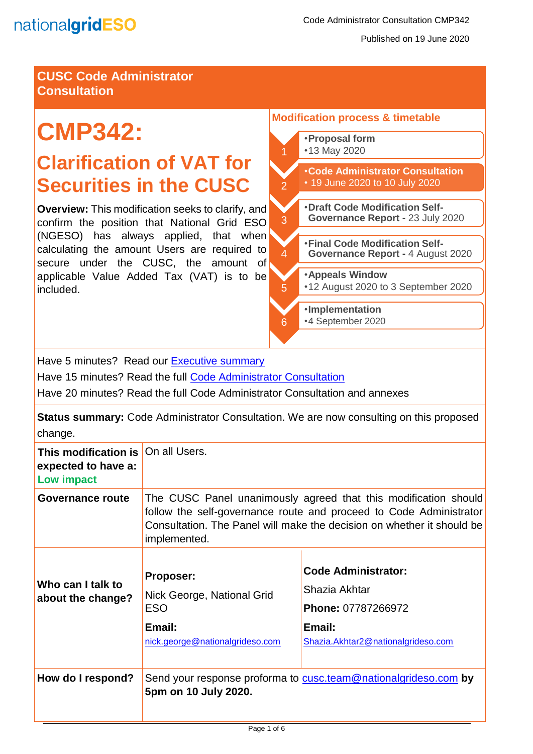nationalgridESO

Code Administrator Consultation CMP342

Published on 19 June 2020

## CUSC Code Administrator Consultation

# CMP342:

## Clarification of VAT for Securities in the CUSC

**Overview:** This modification seeks to clarify, and confirm the position that National Grid ESO (NGESO) has always applied, that when calculating the amount Users are required to secure under the CUSC, the amount of applicable Value Added Tax (VAT) is to be included.

### Modification process & timetable

1. **Proposal form** – 13 May 2020
2. **Code Administrator Consultation** – 19 June 2020 to 10 July 2020
3. **Draft Code Modification Self-Governance Report** – 23 July 2020
4. **Final Code Modification Self-Governance Report** – 4 August 2020
5. **Appeals Window** – 12 August 2020 to 3 September 2020
6. **Implementation** – 4 September 2020

Have 5 minutes? Read our [Executive summary]

Have 15 minutes? Read the full [Code Administrator Consultation]

Have 20 minutes? Read the full Code Administrator Consultation and annexes

**Status summary:** Code Administrator Consultation. We are now consulting on this proposed change.

| | | |
|---|---|---|
| **This modification is expected to have a: Low impact** | On all Users. | |
| **Governance route** | The CUSC Panel unanimously agreed that this modification should follow the self-governance route and proceed to Code Administrator Consultation. The Panel will make the decision on whether it should be implemented. | |
| **Who can I talk to about the change?** | **Proposer:** Nick George, National Grid ESO **Email:** nick.george@nationalgrideso.com | **Code Administrator:** Shazia Akhtar **Phone:** 07787266972 **Email:** Shazia.Akhtar2@nationalgrideso.com |
| **How do I respond?** | Send your response proforma to cusc.team@nationalgrideso.com **by 5pm on 10 July 2020.** | |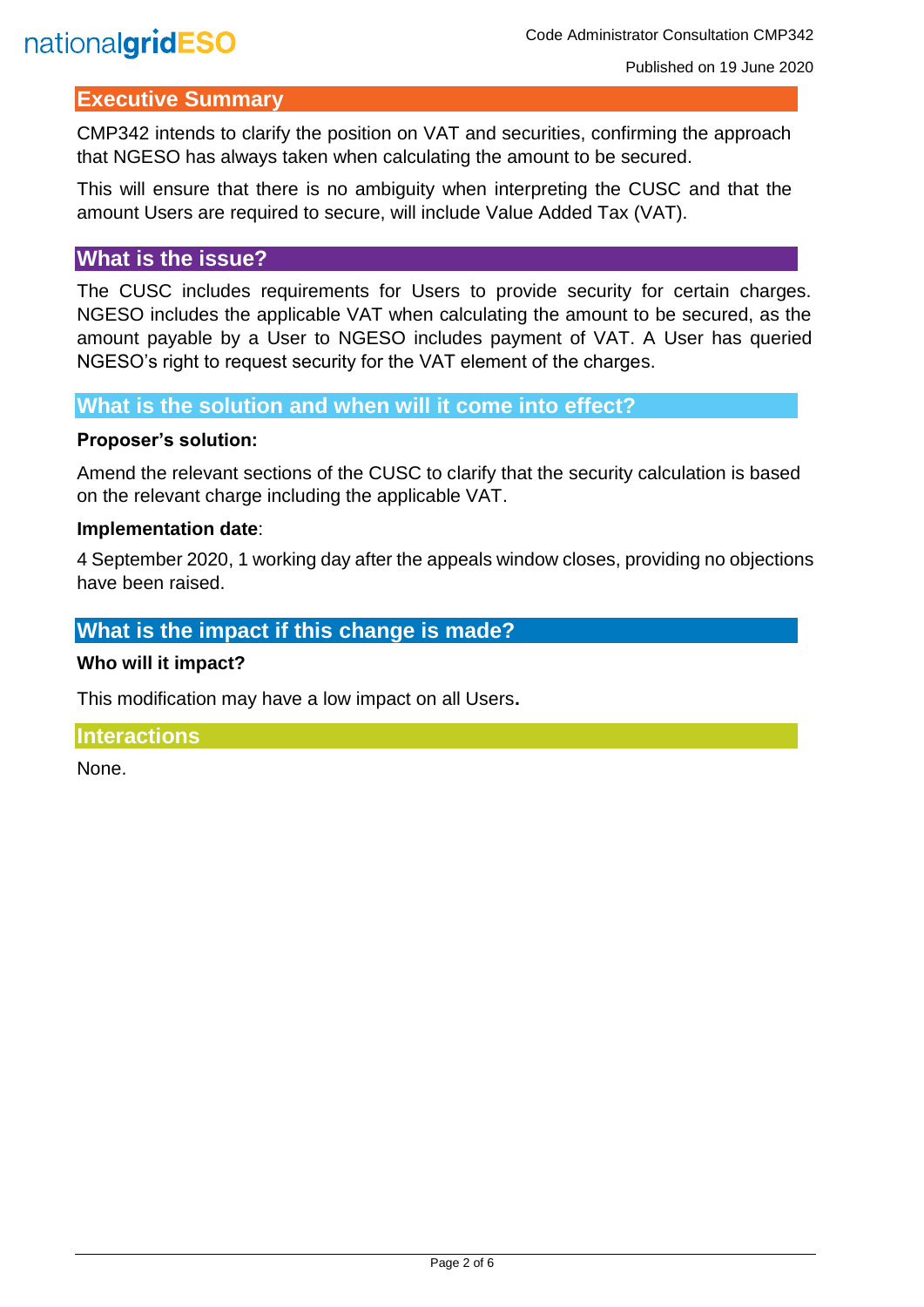## Executive Summary

CMP342 intends to clarify the position on VAT and securities, confirming the approach that NGESO has always taken when calculating the amount to be secured.

This will ensure that there is no ambiguity when interpreting the CUSC and that the amount Users are required to secure, will include Value Added Tax (VAT).

## What is the issue?

The CUSC includes requirements for Users to provide security for certain charges. NGESO includes the applicable VAT when calculating the amount to be secured, as the amount payable by a User to NGESO includes payment of VAT. A User has queried NGESO's right to request security for the VAT element of the charges.

## What is the solution and when will it come into effect?

**Proposer's solution:**

Amend the relevant sections of the CUSC to clarify that the security calculation is based on the relevant charge including the applicable VAT.

**Implementation date**:

4 September 2020, 1 working day after the appeals window closes, providing no objections have been raised.

## What is the impact if this change is made?

**Who will it impact?**

This modification may have a low impact on all Users**.**

## Interactions

None.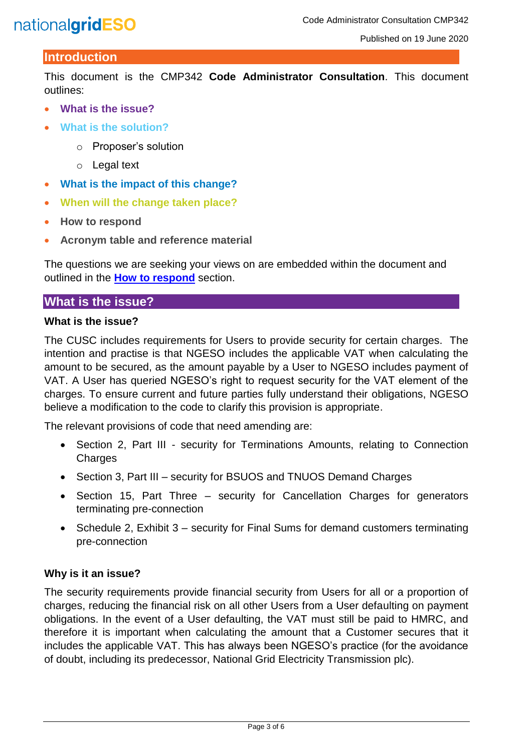## Introduction

This document is the CMP342 **Code Administrator Consultation**. This document outlines:

- **What is the issue?**
- **What is the solution?**
  - Proposer's solution
  - Legal text
- **What is the impact of this change?**
- **When will the change taken place?**
- **How to respond**
- **Acronym table and reference material**

The questions we are seeking your views on are embedded within the document and outlined in the **How to respond** section.

## What is the issue?

### What is the issue?

The CUSC includes requirements for Users to provide security for certain charges. The intention and practise is that NGESO includes the applicable VAT when calculating the amount to be secured, as the amount payable by a User to NGESO includes payment of VAT. A User has queried NGESO's right to request security for the VAT element of the charges. To ensure current and future parties fully understand their obligations, NGESO believe a modification to the code to clarify this provision is appropriate.

The relevant provisions of code that need amending are:

- Section 2, Part III - security for Terminations Amounts, relating to Connection Charges
- Section 3, Part III – security for BSUOS and TNUOS Demand Charges
- Section 15, Part Three – security for Cancellation Charges for generators terminating pre-connection
- Schedule 2, Exhibit 3 – security for Final Sums for demand customers terminating pre-connection

### Why is it an issue?

The security requirements provide financial security from Users for all or a proportion of charges, reducing the financial risk on all other Users from a User defaulting on payment obligations. In the event of a User defaulting, the VAT must still be paid to HMRC, and therefore it is important when calculating the amount that a Customer secures that it includes the applicable VAT. This has always been NGESO's practice (for the avoidance of doubt, including its predecessor, National Grid Electricity Transmission plc).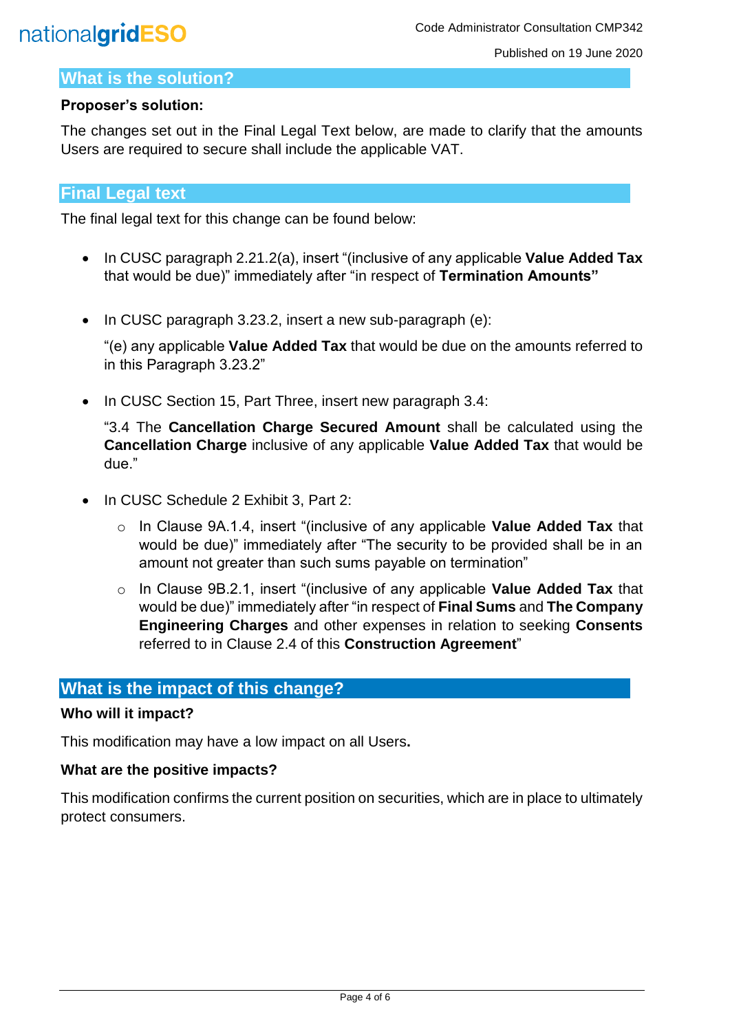## What is the solution?

**Proposer's solution:**

The changes set out in the Final Legal Text below, are made to clarify that the amounts Users are required to secure shall include the applicable VAT.

## Final Legal text

The final legal text for this change can be found below:

- In CUSC paragraph 2.21.2(a), insert "(inclusive of any applicable **Value Added Tax** that would be due)" immediately after "in respect of **Termination Amounts"**

- In CUSC paragraph 3.23.2, insert a new sub-paragraph (e):

  "(e) any applicable **Value Added Tax** that would be due on the amounts referred to in this Paragraph 3.23.2"

- In CUSC Section 15, Part Three, insert new paragraph 3.4:

  "3.4 The **Cancellation Charge Secured Amount** shall be calculated using the **Cancellation Charge** inclusive of any applicable **Value Added Tax** that would be due."

- In CUSC Schedule 2 Exhibit 3, Part 2:
  - In Clause 9A.1.4, insert "(inclusive of any applicable **Value Added Tax** that would be due)" immediately after "The security to be provided shall be in an amount not greater than such sums payable on termination"
  - In Clause 9B.2.1, insert "(inclusive of any applicable **Value Added Tax** that would be due)" immediately after "in respect of **Final Sums** and **The Company Engineering Charges** and other expenses in relation to seeking **Consents** referred to in Clause 2.4 of this **Construction Agreement**"

## What is the impact of this change?

**Who will it impact?**

This modification may have a low impact on all Users**.**

**What are the positive impacts?**

This modification confirms the current position on securities, which are in place to ultimately protect consumers.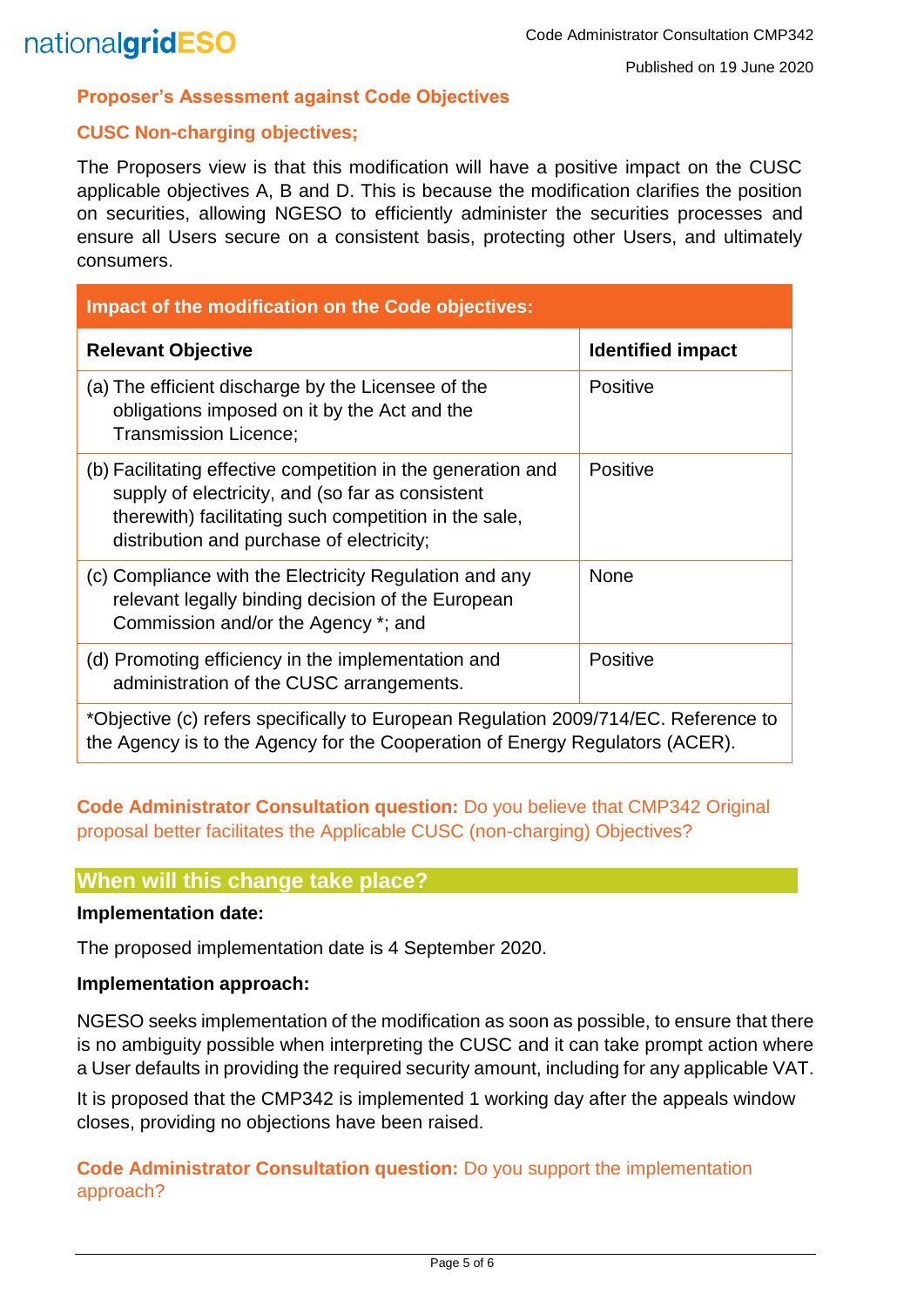### Proposer's Assessment against Code Objectives

### CUSC Non-charging objectives;

The Proposers view is that this modification will have a positive impact on the CUSC applicable objectives A, B and D. This is because the modification clarifies the position on securities, allowing NGESO to efficiently administer the securities processes and ensure all Users secure on a consistent basis, protecting other Users, and ultimately consumers.

| Impact of the modification on the Code objectives: | |
|---|---|
| **Relevant Objective** | **Identified impact** |
| (a) The efficient discharge by the Licensee of the obligations imposed on it by the Act and the Transmission Licence; | Positive |
| (b) Facilitating effective competition in the generation and supply of electricity, and (so far as consistent therewith) facilitating such competition in the sale, distribution and purchase of electricity; | Positive |
| (c) Compliance with the Electricity Regulation and any relevant legally binding decision of the European Commission and/or the Agency *; and | None |
| (d) Promoting efficiency in the implementation and administration of the CUSC arrangements. | Positive |
| *Objective (c) refers specifically to European Regulation 2009/714/EC. Reference to the Agency is to the Agency for the Cooperation of Energy Regulators (ACER). | |

**Code Administrator Consultation question:** Do you believe that CMP342 Original proposal better facilitates the Applicable CUSC (non-charging) Objectives?

## When will this change take place?

**Implementation date:**

The proposed implementation date is 4 September 2020.

**Implementation approach:**

NGESO seeks implementation of the modification as soon as possible, to ensure that there is no ambiguity possible when interpreting the CUSC and it can take prompt action where a User defaults in providing the required security amount, including for any applicable VAT.

It is proposed that the CMP342 is implemented 1 working day after the appeals window closes, providing no objections have been raised.

**Code Administrator Consultation question:** Do you support the implementation approach?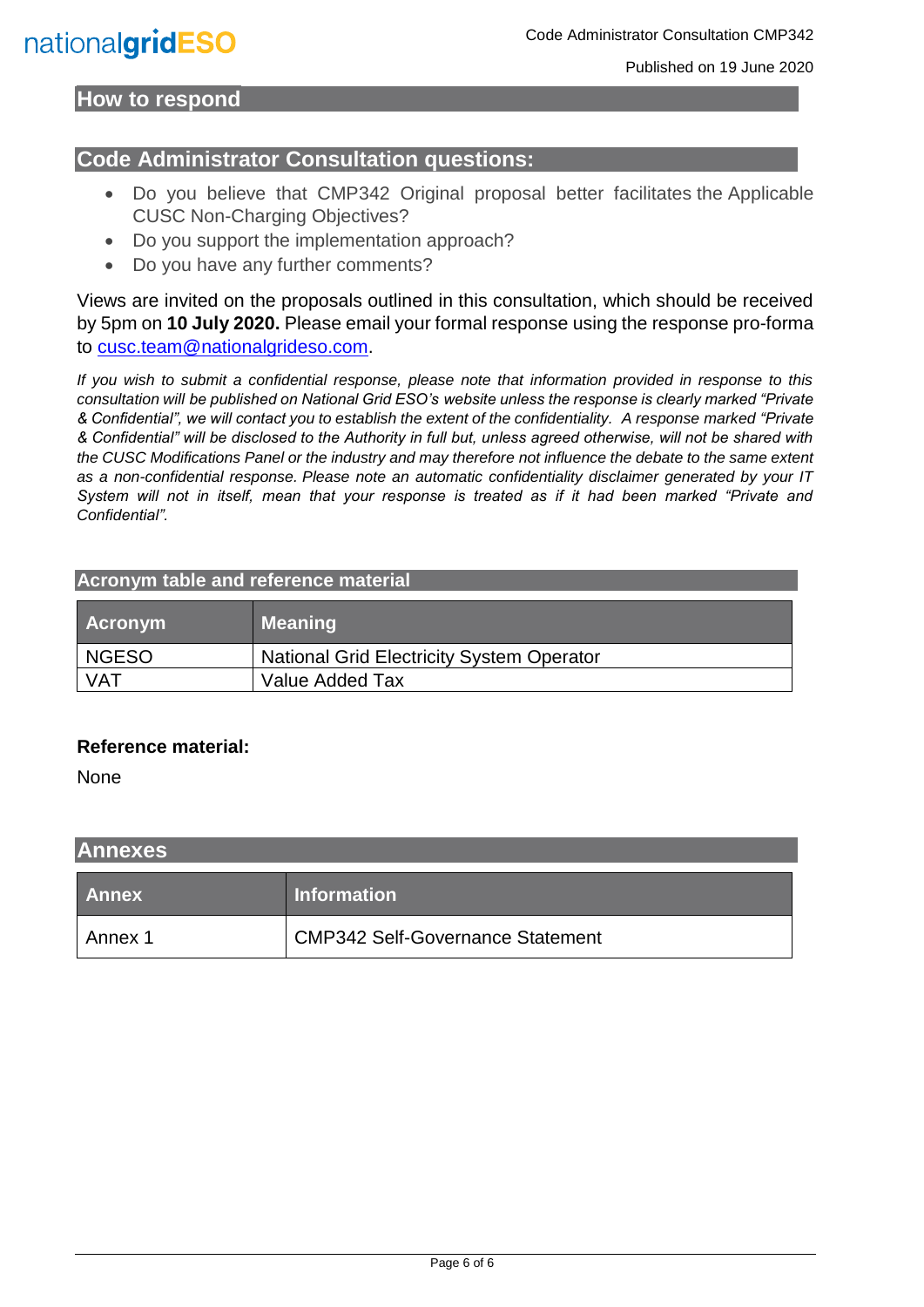## How to respond

## Code Administrator Consultation questions:

- Do you believe that CMP342 Original proposal better facilitates the Applicable CUSC Non-Charging Objectives?
- Do you support the implementation approach?
- Do you have any further comments?

Views are invited on the proposals outlined in this consultation, which should be received by 5pm on **10 July 2020.** Please email your formal response using the response pro-forma to cusc.team@nationalgrideso.com.

*If you wish to submit a confidential response, please note that information provided in response to this consultation will be published on National Grid ESO's website unless the response is clearly marked "Private & Confidential", we will contact you to establish the extent of the confidentiality. A response marked "Private & Confidential" will be disclosed to the Authority in full but, unless agreed otherwise, will not be shared with the CUSC Modifications Panel or the industry and may therefore not influence the debate to the same extent as a non-confidential response. Please note an automatic confidentiality disclaimer generated by your IT System will not in itself, mean that your response is treated as if it had been marked "Private and Confidential".*

### Acronym table and reference material

| Acronym | Meaning |
| --- | --- |
| NGESO | National Grid Electricity System Operator |
| VAT | Value Added Tax |

**Reference material:**

None

## Annexes

| Annex | Information |
| --- | --- |
| Annex 1 | CMP342 Self-Governance Statement |